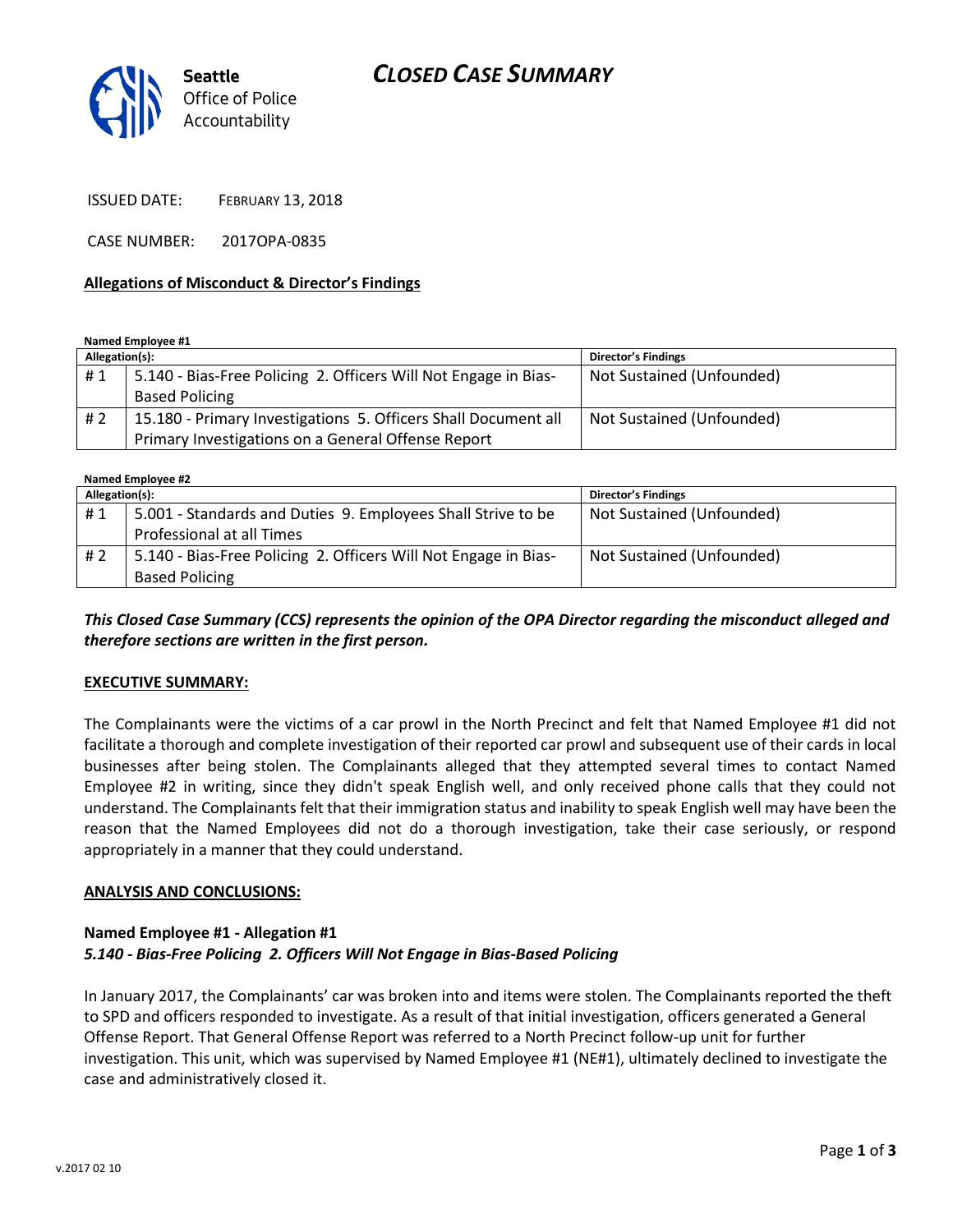# CLOSED CASE SUMMARY

Seattle Office of Police Accountability

ISSUED DATE: FEBRUARY 13, 2018

CASE NUMBER: 2017OPA-0835

**Allegations of Misconduct & Director's Findings**

**Named Employee #1**

| Allegation(s): | | Director's Findings |
|---|---|---|
| # 1 | 5.140 - Bias-Free Policing 2. Officers Will Not Engage in Bias-Based Policing | Not Sustained (Unfounded) |
| # 2 | 15.180 - Primary Investigations 5. Officers Shall Document all Primary Investigations on a General Offense Report | Not Sustained (Unfounded) |

**Named Employee #2**

| Allegation(s): | | Director's Findings |
|---|---|---|
| # 1 | 5.001 - Standards and Duties 9. Employees Shall Strive to be Professional at all Times | Not Sustained (Unfounded) |
| # 2 | 5.140 - Bias-Free Policing 2. Officers Will Not Engage in Bias-Based Policing | Not Sustained (Unfounded) |

***This Closed Case Summary (CCS) represents the opinion of the OPA Director regarding the misconduct alleged and therefore sections are written in the first person.***

**EXECUTIVE SUMMARY:**

The Complainants were the victims of a car prowl in the North Precinct and felt that Named Employee #1 did not facilitate a thorough and complete investigation of their reported car prowl and subsequent use of their cards in local businesses after being stolen. The Complainants alleged that they attempted several times to contact Named Employee #2 in writing, since they didn't speak English well, and only received phone calls that they could not understand. The Complainants felt that their immigration status and inability to speak English well may have been the reason that the Named Employees did not do a thorough investigation, take their case seriously, or respond appropriately in a manner that they could understand.

**ANALYSIS AND CONCLUSIONS:**

**Named Employee #1 - Allegation #1**
***5.140 - Bias-Free Policing 2. Officers Will Not Engage in Bias-Based Policing***

In January 2017, the Complainants' car was broken into and items were stolen. The Complainants reported the theft to SPD and officers responded to investigate. As a result of that initial investigation, officers generated a General Offense Report. That General Offense Report was referred to a North Precinct follow-up unit for further investigation. This unit, which was supervised by Named Employee #1 (NE#1), ultimately declined to investigate the case and administratively closed it.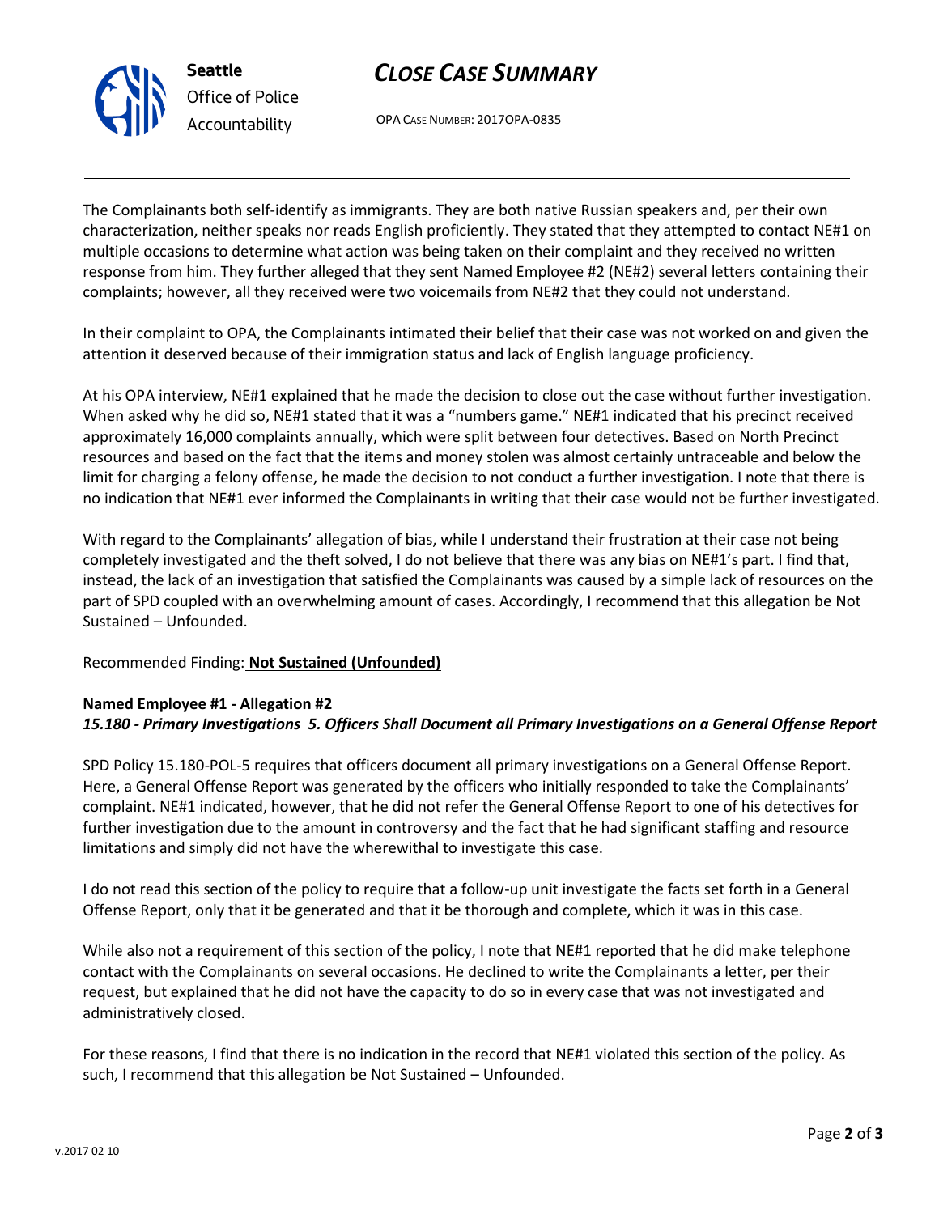The Complainants both self-identify as immigrants. They are both native Russian speakers and, per their own characterization, neither speaks nor reads English proficiently. They stated that they attempted to contact NE#1 on multiple occasions to determine what action was being taken on their complaint and they received no written response from him. They further alleged that they sent Named Employee #2 (NE#2) several letters containing their complaints; however, all they received were two voicemails from NE#2 that they could not understand.

In their complaint to OPA, the Complainants intimated their belief that their case was not worked on and given the attention it deserved because of their immigration status and lack of English language proficiency.

At his OPA interview, NE#1 explained that he made the decision to close out the case without further investigation. When asked why he did so, NE#1 stated that it was a "numbers game." NE#1 indicated that his precinct received approximately 16,000 complaints annually, which were split between four detectives. Based on North Precinct resources and based on the fact that the items and money stolen was almost certainly untraceable and below the limit for charging a felony offense, he made the decision to not conduct a further investigation. I note that there is no indication that NE#1 ever informed the Complainants in writing that their case would not be further investigated.

With regard to the Complainants' allegation of bias, while I understand their frustration at their case not being completely investigated and the theft solved, I do not believe that there was any bias on NE#1's part. I find that, instead, the lack of an investigation that satisfied the Complainants was caused by a simple lack of resources on the part of SPD coupled with an overwhelming amount of cases. Accordingly, I recommend that this allegation be Not Sustained – Unfounded.

Recommended Finding: **Not Sustained (Unfounded)**

**Named Employee #1 - Allegation #2**
***15.180 - Primary Investigations 5. Officers Shall Document all Primary Investigations on a General Offense Report***

SPD Policy 15.180-POL-5 requires that officers document all primary investigations on a General Offense Report. Here, a General Offense Report was generated by the officers who initially responded to take the Complainants' complaint. NE#1 indicated, however, that he did not refer the General Offense Report to one of his detectives for further investigation due to the amount in controversy and the fact that he had significant staffing and resource limitations and simply did not have the wherewithal to investigate this case.

I do not read this section of the policy to require that a follow-up unit investigate the facts set forth in a General Offense Report, only that it be generated and that it be thorough and complete, which it was in this case.

While also not a requirement of this section of the policy, I note that NE#1 reported that he did make telephone contact with the Complainants on several occasions. He declined to write the Complainants a letter, per their request, but explained that he did not have the capacity to do so in every case that was not investigated and administratively closed.

For these reasons, I find that there is no indication in the record that NE#1 violated this section of the policy. As such, I recommend that this allegation be Not Sustained – Unfounded.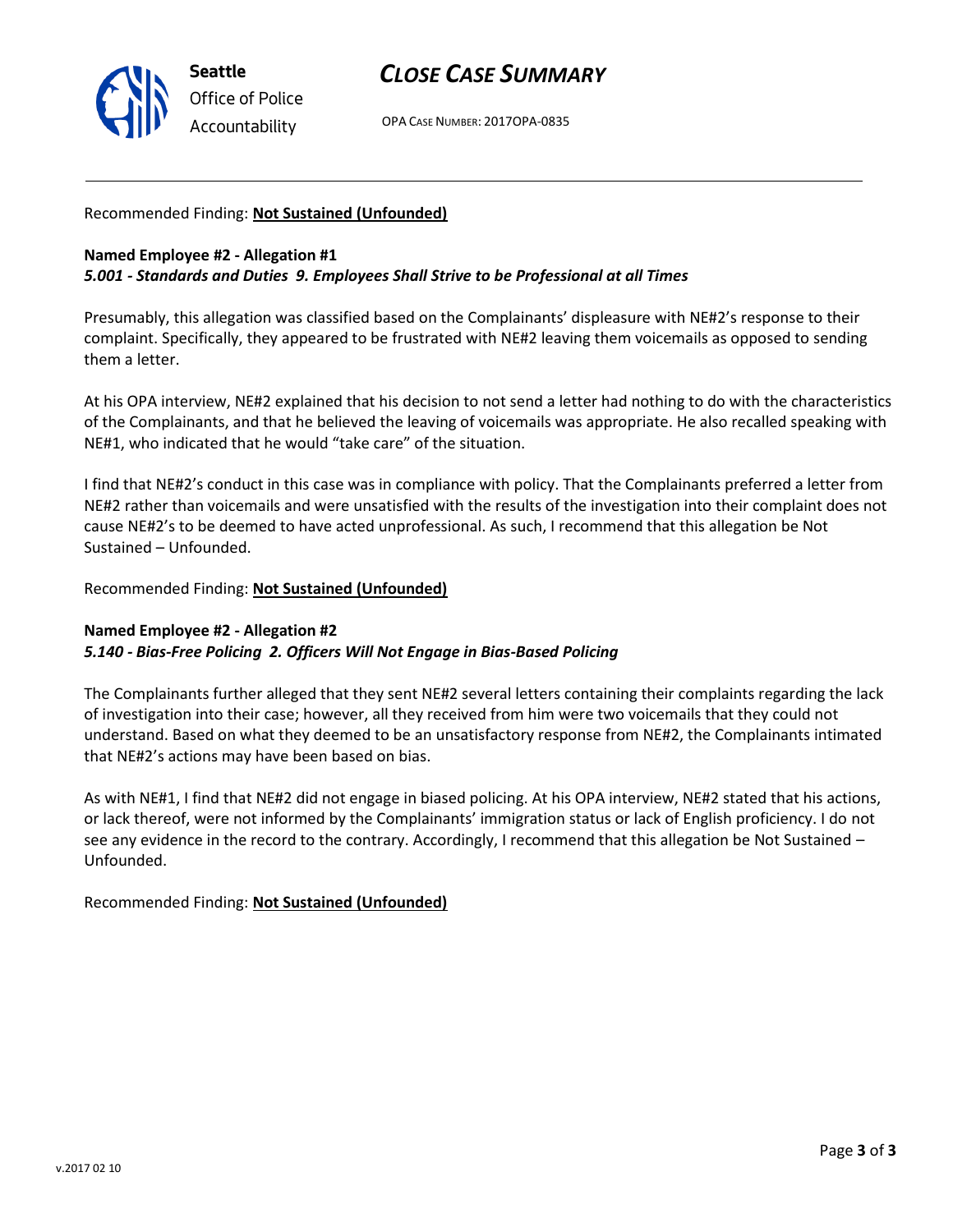Recommended Finding: **Not Sustained (Unfounded)**

**Named Employee #2 - Allegation #1**
***5.001 - Standards and Duties 9. Employees Shall Strive to be Professional at all Times***

Presumably, this allegation was classified based on the Complainants' displeasure with NE#2's response to their complaint. Specifically, they appeared to be frustrated with NE#2 leaving them voicemails as opposed to sending them a letter.

At his OPA interview, NE#2 explained that his decision to not send a letter had nothing to do with the characteristics of the Complainants, and that he believed the leaving of voicemails was appropriate. He also recalled speaking with NE#1, who indicated that he would "take care" of the situation.

I find that NE#2's conduct in this case was in compliance with policy. That the Complainants preferred a letter from NE#2 rather than voicemails and were unsatisfied with the results of the investigation into their complaint does not cause NE#2's to be deemed to have acted unprofessional. As such, I recommend that this allegation be Not Sustained – Unfounded.

Recommended Finding: **Not Sustained (Unfounded)**

**Named Employee #2 - Allegation #2**
***5.140 - Bias-Free Policing 2. Officers Will Not Engage in Bias-Based Policing***

The Complainants further alleged that they sent NE#2 several letters containing their complaints regarding the lack of investigation into their case; however, all they received from him were two voicemails that they could not understand. Based on what they deemed to be an unsatisfactory response from NE#2, the Complainants intimated that NE#2's actions may have been based on bias.

As with NE#1, I find that NE#2 did not engage in biased policing. At his OPA interview, NE#2 stated that his actions, or lack thereof, were not informed by the Complainants' immigration status or lack of English proficiency. I do not see any evidence in the record to the contrary. Accordingly, I recommend that this allegation be Not Sustained – Unfounded.

Recommended Finding: **Not Sustained (Unfounded)**